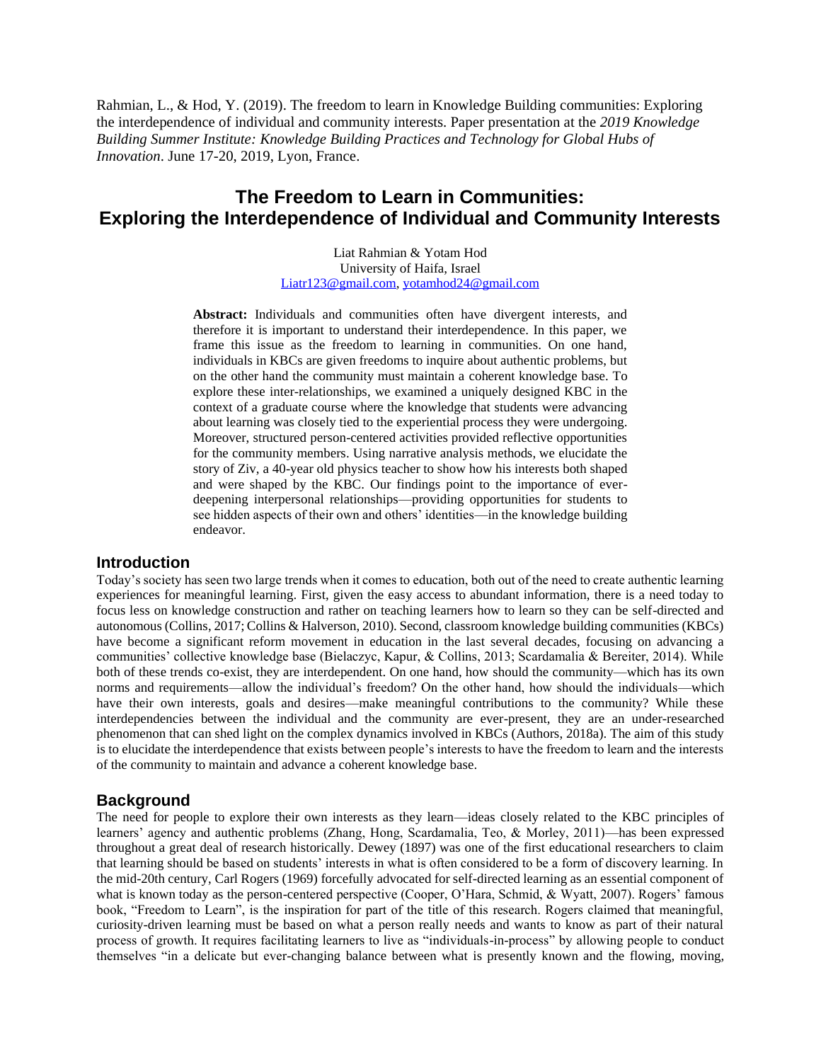Rahmian, L., & Hod, Y. (2019). The freedom to learn in Knowledge Building communities: Exploring the interdependence of individual and community interests. Paper presentation at the *2019 Knowledge Building Summer Institute: Knowledge Building Practices and Technology for Global Hubs of Innovation*. June 17-20, 2019, Lyon, France.

# The Freedom to Learn in Communities: Exploring the Interdependence of Individual and Community Interests

Liat Rahmian & Yotam Hod
University of Haifa, Israel
Liatr123@gmail.com, yotamhod24@gmail.com

**Abstract:** Individuals and communities often have divergent interests, and therefore it is important to understand their interdependence. In this paper, we frame this issue as the freedom to learning in communities. On one hand, individuals in KBCs are given freedoms to inquire about authentic problems, but on the other hand the community must maintain a coherent knowledge base. To explore these inter-relationships, we examined a uniquely designed KBC in the context of a graduate course where the knowledge that students were advancing about learning was closely tied to the experiential process they were undergoing. Moreover, structured person-centered activities provided reflective opportunities for the community members. Using narrative analysis methods, we elucidate the story of Ziv, a 40-year old physics teacher to show how his interests both shaped and were shaped by the KBC. Our findings point to the importance of ever-deepening interpersonal relationships—providing opportunities for students to see hidden aspects of their own and others' identities—in the knowledge building endeavor.

## Introduction

Today's society has seen two large trends when it comes to education, both out of the need to create authentic learning experiences for meaningful learning. First, given the easy access to abundant information, there is a need today to focus less on knowledge construction and rather on teaching learners how to learn so they can be self-directed and autonomous (Collins, 2017; Collins & Halverson, 2010). Second, classroom knowledge building communities (KBCs) have become a significant reform movement in education in the last several decades, focusing on advancing a communities' collective knowledge base (Bielaczyc, Kapur, & Collins, 2013; Scardamalia & Bereiter, 2014). While both of these trends co-exist, they are interdependent. On one hand, how should the community—which has its own norms and requirements—allow the individual's freedom? On the other hand, how should the individuals—which have their own interests, goals and desires—make meaningful contributions to the community? While these interdependencies between the individual and the community are ever-present, they are an under-researched phenomenon that can shed light on the complex dynamics involved in KBCs (Authors, 2018a). The aim of this study is to elucidate the interdependence that exists between people's interests to have the freedom to learn and the interests of the community to maintain and advance a coherent knowledge base.

## Background

The need for people to explore their own interests as they learn—ideas closely related to the KBC principles of learners' agency and authentic problems (Zhang, Hong, Scardamalia, Teo, & Morley, 2011)—has been expressed throughout a great deal of research historically. Dewey (1897) was one of the first educational researchers to claim that learning should be based on students' interests in what is often considered to be a form of discovery learning. In the mid-20th century, Carl Rogers (1969) forcefully advocated for self-directed learning as an essential component of what is known today as the person-centered perspective (Cooper, O'Hara, Schmid, & Wyatt, 2007). Rogers' famous book, "Freedom to Learn", is the inspiration for part of the title of this research. Rogers claimed that meaningful, curiosity-driven learning must be based on what a person really needs and wants to know as part of their natural process of growth. It requires facilitating learners to live as "individuals-in-process" by allowing people to conduct themselves "in a delicate but ever-changing balance between what is presently known and the flowing, moving,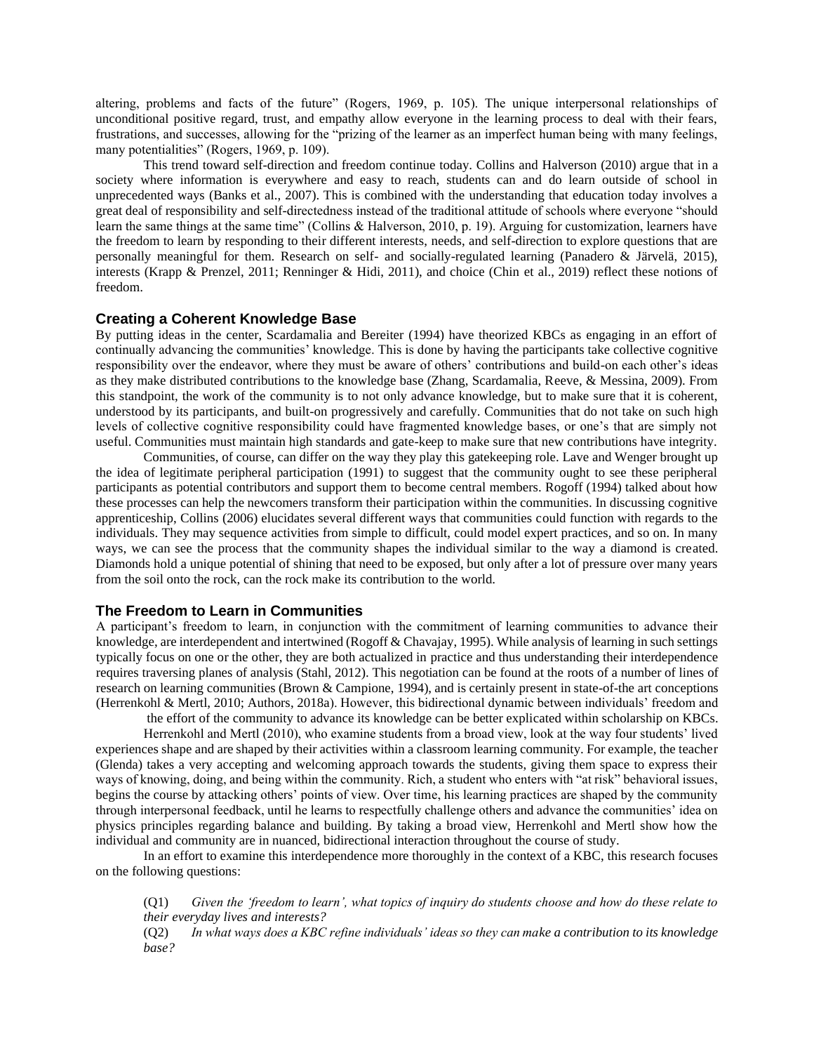altering, problems and facts of the future" (Rogers, 1969, p. 105). The unique interpersonal relationships of unconditional positive regard, trust, and empathy allow everyone in the learning process to deal with their fears, frustrations, and successes, allowing for the "prizing of the learner as an imperfect human being with many feelings, many potentialities" (Rogers, 1969, p. 109).

This trend toward self-direction and freedom continue today. Collins and Halverson (2010) argue that in a society where information is everywhere and easy to reach, students can and do learn outside of school in unprecedented ways (Banks et al., 2007). This is combined with the understanding that education today involves a great deal of responsibility and self-directedness instead of the traditional attitude of schools where everyone "should learn the same things at the same time" (Collins & Halverson, 2010, p. 19). Arguing for customization, learners have the freedom to learn by responding to their different interests, needs, and self-direction to explore questions that are personally meaningful for them. Research on self- and socially-regulated learning (Panadero & Järvelä, 2015), interests (Krapp & Prenzel, 2011; Renninger & Hidi, 2011), and choice (Chin et al., 2019) reflect these notions of freedom.

### Creating a Coherent Knowledge Base

By putting ideas in the center, Scardamalia and Bereiter (1994) have theorized KBCs as engaging in an effort of continually advancing the communities' knowledge. This is done by having the participants take collective cognitive responsibility over the endeavor, where they must be aware of others' contributions and build-on each other's ideas as they make distributed contributions to the knowledge base (Zhang, Scardamalia, Reeve, & Messina, 2009). From this standpoint, the work of the community is to not only advance knowledge, but to make sure that it is coherent, understood by its participants, and built-on progressively and carefully. Communities that do not take on such high levels of collective cognitive responsibility could have fragmented knowledge bases, or one's that are simply not useful. Communities must maintain high standards and gate-keep to make sure that new contributions have integrity.

Communities, of course, can differ on the way they play this gatekeeping role. Lave and Wenger brought up the idea of legitimate peripheral participation (1991) to suggest that the community ought to see these peripheral participants as potential contributors and support them to become central members. Rogoff (1994) talked about how these processes can help the newcomers transform their participation within the communities. In discussing cognitive apprenticeship, Collins (2006) elucidates several different ways that communities could function with regards to the individuals. They may sequence activities from simple to difficult, could model expert practices, and so on. In many ways, we can see the process that the community shapes the individual similar to the way a diamond is created. Diamonds hold a unique potential of shining that need to be exposed, but only after a lot of pressure over many years from the soil onto the rock, can the rock make its contribution to the world.

### The Freedom to Learn in Communities

A participant's freedom to learn, in conjunction with the commitment of learning communities to advance their knowledge, are interdependent and intertwined (Rogoff & Chavajay, 1995). While analysis of learning in such settings typically focus on one or the other, they are both actualized in practice and thus understanding their interdependence requires traversing planes of analysis (Stahl, 2012). This negotiation can be found at the roots of a number of lines of research on learning communities (Brown & Campione, 1994), and is certainly present in state-of-the art conceptions (Herrenkohl & Mertl, 2010; Authors, 2018a). However, this bidirectional dynamic between individuals' freedom and the effort of the community to advance its knowledge can be better explicated within scholarship on KBCs.

Herrenkohl and Mertl (2010), who examine students from a broad view, look at the way four students' lived experiences shape and are shaped by their activities within a classroom learning community. For example, the teacher (Glenda) takes a very accepting and welcoming approach towards the students, giving them space to express their ways of knowing, doing, and being within the community. Rich, a student who enters with "at risk" behavioral issues, begins the course by attacking others' points of view. Over time, his learning practices are shaped by the community through interpersonal feedback, until he learns to respectfully challenge others and advance the communities' idea on physics principles regarding balance and building. By taking a broad view, Herrenkohl and Mertl show how the individual and community are in nuanced, bidirectional interaction throughout the course of study.

In an effort to examine this interdependence more thoroughly in the context of a KBC, this research focuses on the following questions:

(Q1) *Given the 'freedom to learn', what topics of inquiry do students choose and how do these relate to their everyday lives and interests?*

(Q2) *In what ways does a KBC refine individuals' ideas so they can make a contribution to its knowledge base?*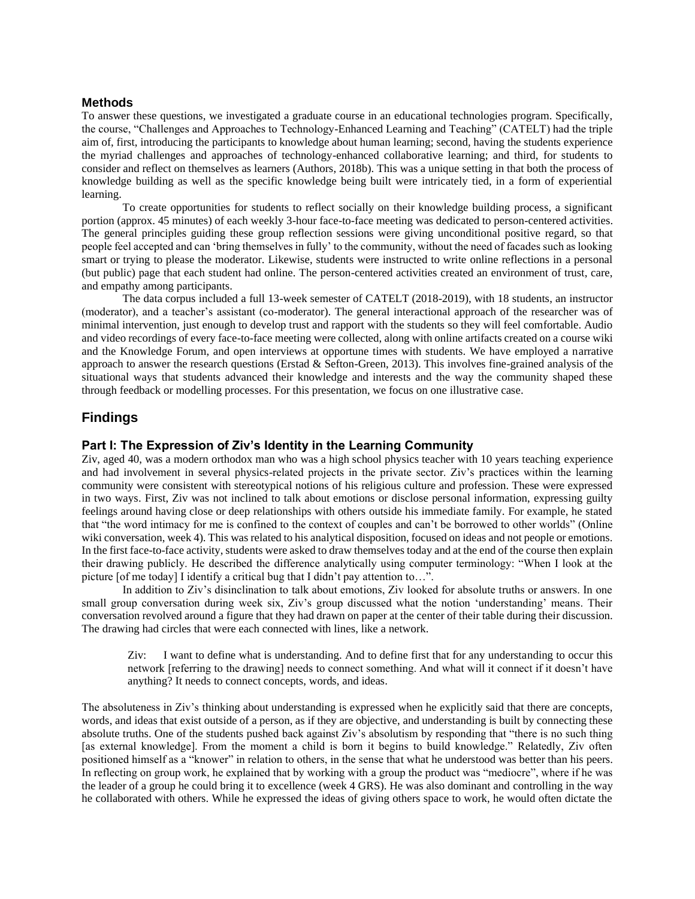## Methods

To answer these questions, we investigated a graduate course in an educational technologies program. Specifically, the course, "Challenges and Approaches to Technology-Enhanced Learning and Teaching" (CATELT) had the triple aim of, first, introducing the participants to knowledge about human learning; second, having the students experience the myriad challenges and approaches of technology-enhanced collaborative learning; and third, for students to consider and reflect on themselves as learners (Authors, 2018b). This was a unique setting in that both the process of knowledge building as well as the specific knowledge being built were intricately tied, in a form of experiential learning.

To create opportunities for students to reflect socially on their knowledge building process, a significant portion (approx. 45 minutes) of each weekly 3-hour face-to-face meeting was dedicated to person-centered activities. The general principles guiding these group reflection sessions were giving unconditional positive regard, so that people feel accepted and can 'bring themselves in fully' to the community, without the need of facades such as looking smart or trying to please the moderator. Likewise, students were instructed to write online reflections in a personal (but public) page that each student had online. The person-centered activities created an environment of trust, care, and empathy among participants.

The data corpus included a full 13-week semester of CATELT (2018-2019), with 18 students, an instructor (moderator), and a teacher's assistant (co-moderator). The general interactional approach of the researcher was of minimal intervention, just enough to develop trust and rapport with the students so they will feel comfortable. Audio and video recordings of every face-to-face meeting were collected, along with online artifacts created on a course wiki and the Knowledge Forum, and open interviews at opportune times with students. We have employed a narrative approach to answer the research questions (Erstad & Sefton-Green, 2013). This involves fine-grained analysis of the situational ways that students advanced their knowledge and interests and the way the community shaped these through feedback or modelling processes. For this presentation, we focus on one illustrative case.

## Findings

### Part I: The Expression of Ziv's Identity in the Learning Community

Ziv, aged 40, was a modern orthodox man who was a high school physics teacher with 10 years teaching experience and had involvement in several physics-related projects in the private sector. Ziv's practices within the learning community were consistent with stereotypical notions of his religious culture and profession. These were expressed in two ways. First, Ziv was not inclined to talk about emotions or disclose personal information, expressing guilty feelings around having close or deep relationships with others outside his immediate family. For example, he stated that "the word intimacy for me is confined to the context of couples and can't be borrowed to other worlds" (Online wiki conversation, week 4). This was related to his analytical disposition, focused on ideas and not people or emotions. In the first face-to-face activity, students were asked to draw themselves today and at the end of the course then explain their drawing publicly. He described the difference analytically using computer terminology: "When I look at the picture [of me today] I identify a critical bug that I didn't pay attention to…".

In addition to Ziv's disinclination to talk about emotions, Ziv looked for absolute truths or answers. In one small group conversation during week six, Ziv's group discussed what the notion 'understanding' means. Their conversation revolved around a figure that they had drawn on paper at the center of their table during their discussion. The drawing had circles that were each connected with lines, like a network.

> Ziv: I want to define what is understanding. And to define first that for any understanding to occur this network [referring to the drawing] needs to connect something. And what will it connect if it doesn't have anything? It needs to connect concepts, words, and ideas.

The absoluteness in Ziv's thinking about understanding is expressed when he explicitly said that there are concepts, words, and ideas that exist outside of a person, as if they are objective, and understanding is built by connecting these absolute truths. One of the students pushed back against Ziv's absolutism by responding that "there is no such thing [as external knowledge]. From the moment a child is born it begins to build knowledge." Relatedly, Ziv often positioned himself as a "knower" in relation to others, in the sense that what he understood was better than his peers. In reflecting on group work, he explained that by working with a group the product was "mediocre", where if he was the leader of a group he could bring it to excellence (week 4 GRS). He was also dominant and controlling in the way he collaborated with others. While he expressed the ideas of giving others space to work, he would often dictate the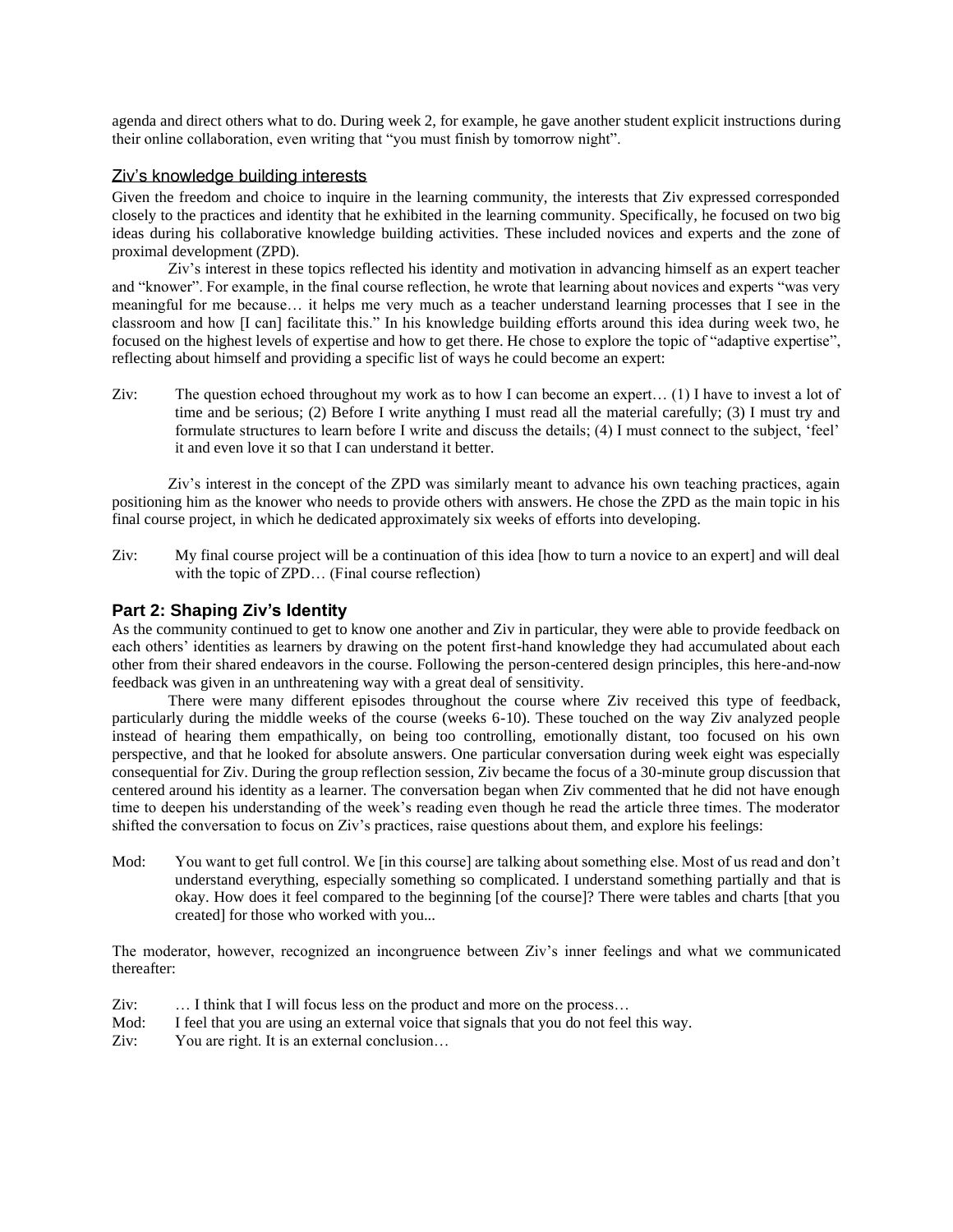agenda and direct others what to do. During week 2, for example, he gave another student explicit instructions during their online collaboration, even writing that "you must finish by tomorrow night".

### Ziv's knowledge building interests

Given the freedom and choice to inquire in the learning community, the interests that Ziv expressed corresponded closely to the practices and identity that he exhibited in the learning community. Specifically, he focused on two big ideas during his collaborative knowledge building activities. These included novices and experts and the zone of proximal development (ZPD).

Ziv's interest in these topics reflected his identity and motivation in advancing himself as an expert teacher and "knower". For example, in the final course reflection, he wrote that learning about novices and experts "was very meaningful for me because… it helps me very much as a teacher understand learning processes that I see in the classroom and how [I can] facilitate this." In his knowledge building efforts around this idea during week two, he focused on the highest levels of expertise and how to get there. He chose to explore the topic of "adaptive expertise", reflecting about himself and providing a specific list of ways he could become an expert:

Ziv: The question echoed throughout my work as to how I can become an expert… (1) I have to invest a lot of time and be serious; (2) Before I write anything I must read all the material carefully; (3) I must try and formulate structures to learn before I write and discuss the details; (4) I must connect to the subject, 'feel' it and even love it so that I can understand it better.

Ziv's interest in the concept of the ZPD was similarly meant to advance his own teaching practices, again positioning him as the knower who needs to provide others with answers. He chose the ZPD as the main topic in his final course project, in which he dedicated approximately six weeks of efforts into developing.

Ziv: My final course project will be a continuation of this idea [how to turn a novice to an expert] and will deal with the topic of ZPD… (Final course reflection)

## Part 2: Shaping Ziv's Identity

As the community continued to get to know one another and Ziv in particular, they were able to provide feedback on each others' identities as learners by drawing on the potent first-hand knowledge they had accumulated about each other from their shared endeavors in the course. Following the person-centered design principles, this here-and-now feedback was given in an unthreatening way with a great deal of sensitivity.

There were many different episodes throughout the course where Ziv received this type of feedback, particularly during the middle weeks of the course (weeks 6-10). These touched on the way Ziv analyzed people instead of hearing them empathically, on being too controlling, emotionally distant, too focused on his own perspective, and that he looked for absolute answers. One particular conversation during week eight was especially consequential for Ziv. During the group reflection session, Ziv became the focus of a 30-minute group discussion that centered around his identity as a learner. The conversation began when Ziv commented that he did not have enough time to deepen his understanding of the week's reading even though he read the article three times. The moderator shifted the conversation to focus on Ziv's practices, raise questions about them, and explore his feelings:

Mod: You want to get full control. We [in this course] are talking about something else. Most of us read and don't understand everything, especially something so complicated. I understand something partially and that is okay. How does it feel compared to the beginning [of the course]? There were tables and charts [that you created] for those who worked with you...

The moderator, however, recognized an incongruence between Ziv's inner feelings and what we communicated thereafter:

Ziv: … I think that I will focus less on the product and more on the process…
Mod: I feel that you are using an external voice that signals that you do not feel this way.
Ziv: You are right. It is an external conclusion…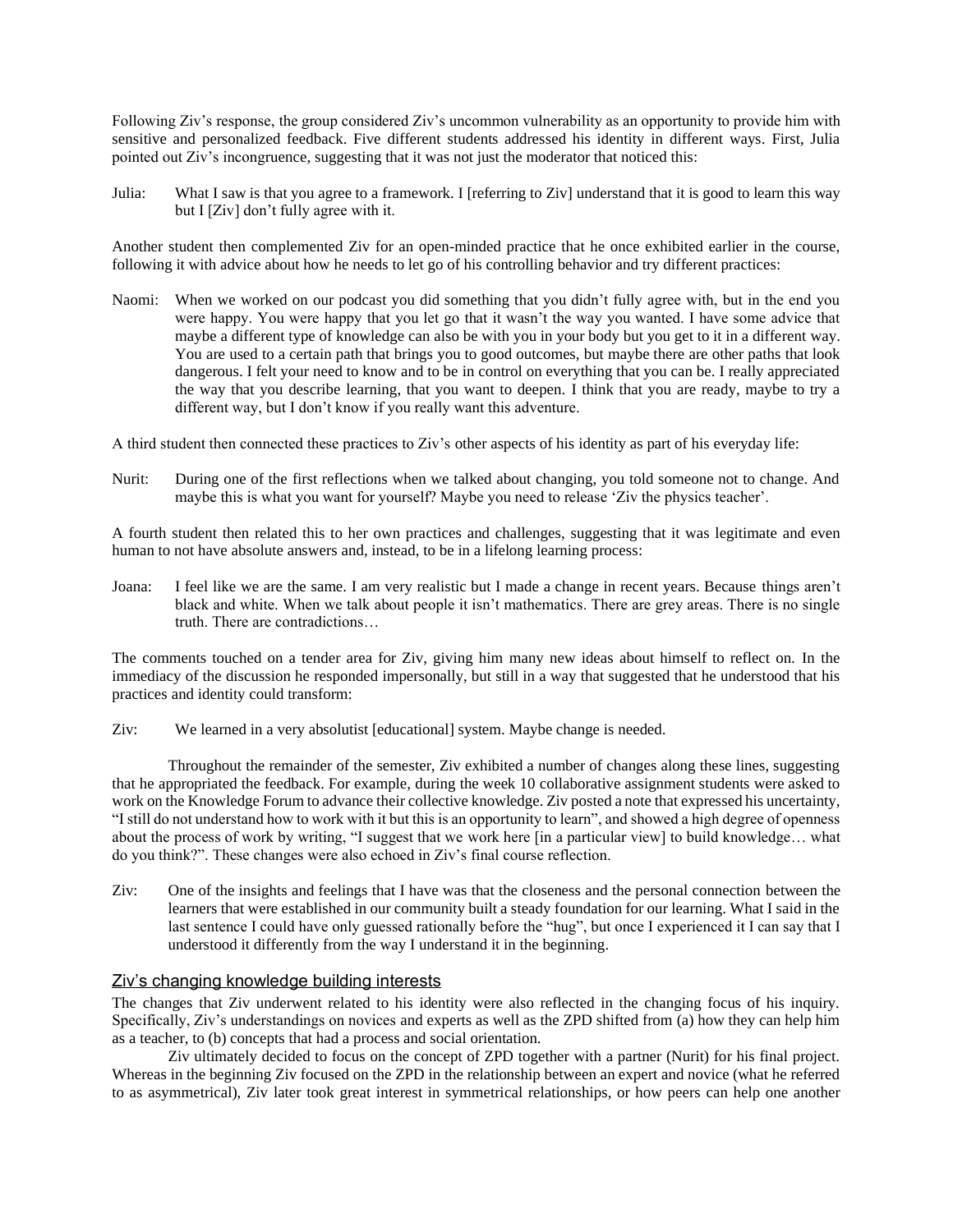Following Ziv's response, the group considered Ziv's uncommon vulnerability as an opportunity to provide him with sensitive and personalized feedback. Five different students addressed his identity in different ways. First, Julia pointed out Ziv's incongruence, suggesting that it was not just the moderator that noticed this:

Julia: What I saw is that you agree to a framework. I [referring to Ziv] understand that it is good to learn this way but I [Ziv] don't fully agree with it.

Another student then complemented Ziv for an open-minded practice that he once exhibited earlier in the course, following it with advice about how he needs to let go of his controlling behavior and try different practices:

Naomi: When we worked on our podcast you did something that you didn't fully agree with, but in the end you were happy. You were happy that you let go that it wasn't the way you wanted. I have some advice that maybe a different type of knowledge can also be with you in your body but you get to it in a different way. You are used to a certain path that brings you to good outcomes, but maybe there are other paths that look dangerous. I felt your need to know and to be in control on everything that you can be. I really appreciated the way that you describe learning, that you want to deepen. I think that you are ready, maybe to try a different way, but I don't know if you really want this adventure.

A third student then connected these practices to Ziv's other aspects of his identity as part of his everyday life:

Nurit: During one of the first reflections when we talked about changing, you told someone not to change. And maybe this is what you want for yourself? Maybe you need to release 'Ziv the physics teacher'.

A fourth student then related this to her own practices and challenges, suggesting that it was legitimate and even human to not have absolute answers and, instead, to be in a lifelong learning process:

Joana: I feel like we are the same. I am very realistic but I made a change in recent years. Because things aren't black and white. When we talk about people it isn't mathematics. There are grey areas. There is no single truth. There are contradictions…

The comments touched on a tender area for Ziv, giving him many new ideas about himself to reflect on. In the immediacy of the discussion he responded impersonally, but still in a way that suggested that he understood that his practices and identity could transform:

Ziv: We learned in a very absolutist [educational] system. Maybe change is needed.

Throughout the remainder of the semester, Ziv exhibited a number of changes along these lines, suggesting that he appropriated the feedback. For example, during the week 10 collaborative assignment students were asked to work on the Knowledge Forum to advance their collective knowledge. Ziv posted a note that expressed his uncertainty, "I still do not understand how to work with it but this is an opportunity to learn", and showed a high degree of openness about the process of work by writing, "I suggest that we work here [in a particular view] to build knowledge… what do you think?". These changes were also echoed in Ziv's final course reflection.

Ziv: One of the insights and feelings that I have was that the closeness and the personal connection between the learners that were established in our community built a steady foundation for our learning. What I said in the last sentence I could have only guessed rationally before the "hug", but once I experienced it I can say that I understood it differently from the way I understand it in the beginning.

## Ziv's changing knowledge building interests

The changes that Ziv underwent related to his identity were also reflected in the changing focus of his inquiry. Specifically, Ziv's understandings on novices and experts as well as the ZPD shifted from (a) how they can help him as a teacher, to (b) concepts that had a process and social orientation.

Ziv ultimately decided to focus on the concept of ZPD together with a partner (Nurit) for his final project. Whereas in the beginning Ziv focused on the ZPD in the relationship between an expert and novice (what he referred to as asymmetrical), Ziv later took great interest in symmetrical relationships, or how peers can help one another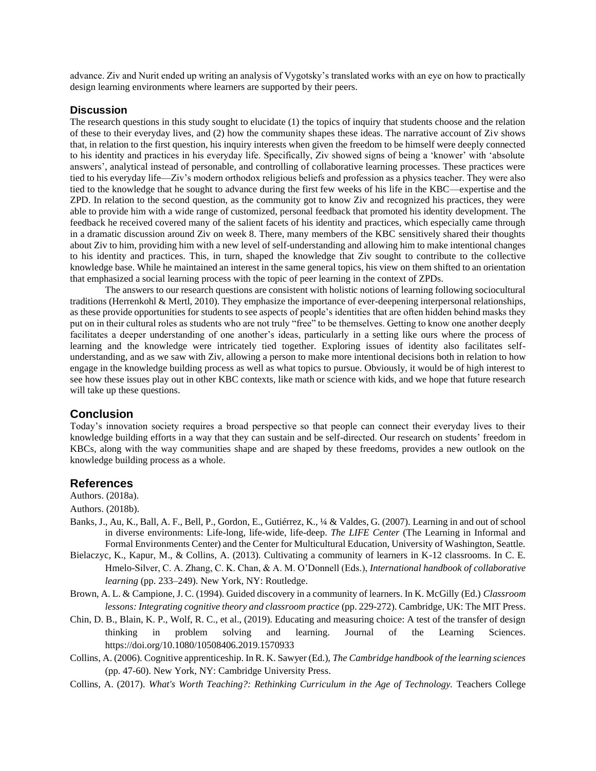advance. Ziv and Nurit ended up writing an analysis of Vygotsky's translated works with an eye on how to practically design learning environments where learners are supported by their peers.

### Discussion

The research questions in this study sought to elucidate (1) the topics of inquiry that students choose and the relation of these to their everyday lives, and (2) how the community shapes these ideas. The narrative account of Ziv shows that, in relation to the first question, his inquiry interests when given the freedom to be himself were deeply connected to his identity and practices in his everyday life. Specifically, Ziv showed signs of being a 'knower' with 'absolute answers', analytical instead of personable, and controlling of collaborative learning processes. These practices were tied to his everyday life—Ziv's modern orthodox religious beliefs and profession as a physics teacher. They were also tied to the knowledge that he sought to advance during the first few weeks of his life in the KBC—expertise and the ZPD. In relation to the second question, as the community got to know Ziv and recognized his practices, they were able to provide him with a wide range of customized, personal feedback that promoted his identity development. The feedback he received covered many of the salient facets of his identity and practices, which especially came through in a dramatic discussion around Ziv on week 8. There, many members of the KBC sensitively shared their thoughts about Ziv to him, providing him with a new level of self-understanding and allowing him to make intentional changes to his identity and practices. This, in turn, shaped the knowledge that Ziv sought to contribute to the collective knowledge base. While he maintained an interest in the same general topics, his view on them shifted to an orientation that emphasized a social learning process with the topic of peer learning in the context of ZPDs.

The answers to our research questions are consistent with holistic notions of learning following sociocultural traditions (Herrenkohl & Mertl, 2010). They emphasize the importance of ever-deepening interpersonal relationships, as these provide opportunities for students to see aspects of people's identities that are often hidden behind masks they put on in their cultural roles as students who are not truly "free" to be themselves. Getting to know one another deeply facilitates a deeper understanding of one another's ideas, particularly in a setting like ours where the process of learning and the knowledge were intricately tied together. Exploring issues of identity also facilitates self-understanding, and as we saw with Ziv, allowing a person to make more intentional decisions both in relation to how engage in the knowledge building process as well as what topics to pursue. Obviously, it would be of high interest to see how these issues play out in other KBC contexts, like math or science with kids, and we hope that future research will take up these questions.

## Conclusion

Today's innovation society requires a broad perspective so that people can connect their everyday lives to their knowledge building efforts in a way that they can sustain and be self-directed. Our research on students' freedom in KBCs, along with the way communities shape and are shaped by these freedoms, provides a new outlook on the knowledge building process as a whole.

## References

Authors. (2018a).

Authors. (2018b).

Banks, J., Au, K., Ball, A. F., Bell, P., Gordon, E., Gutiérrez, K., ¼ & Valdes, G. (2007). Learning in and out of school in diverse environments: Life-long, life-wide, life-deep. *The LIFE Center* (The Learning in Informal and Formal Environments Center) and the Center for Multicultural Education, University of Washington, Seattle.

Bielaczyc, K., Kapur, M., & Collins, A. (2013). Cultivating a community of learners in K-12 classrooms. In C. E. Hmelo-Silver, C. A. Zhang, C. K. Chan, & A. M. O'Donnell (Eds.), *International handbook of collaborative learning* (pp. 233–249). New York, NY: Routledge.

Brown, A. L. & Campione, J. C. (1994). Guided discovery in a community of learners. In K. McGilly (Ed.) *Classroom lessons: Integrating cognitive theory and classroom practice* (pp. 229-272). Cambridge, UK: The MIT Press.

Chin, D. B., Blain, K. P., Wolf, R. C., et al., (2019). Educating and measuring choice: A test of the transfer of design thinking in problem solving and learning. Journal of the Learning Sciences. https://doi.org/10.1080/10508406.2019.1570933

Collins, A. (2006). Cognitive apprenticeship. In R. K. Sawyer (Ed.), *The Cambridge handbook of the learning sciences* (pp. 47-60). New York, NY: Cambridge University Press.

Collins, A. (2017). *What's Worth Teaching?: Rethinking Curriculum in the Age of Technology.* Teachers College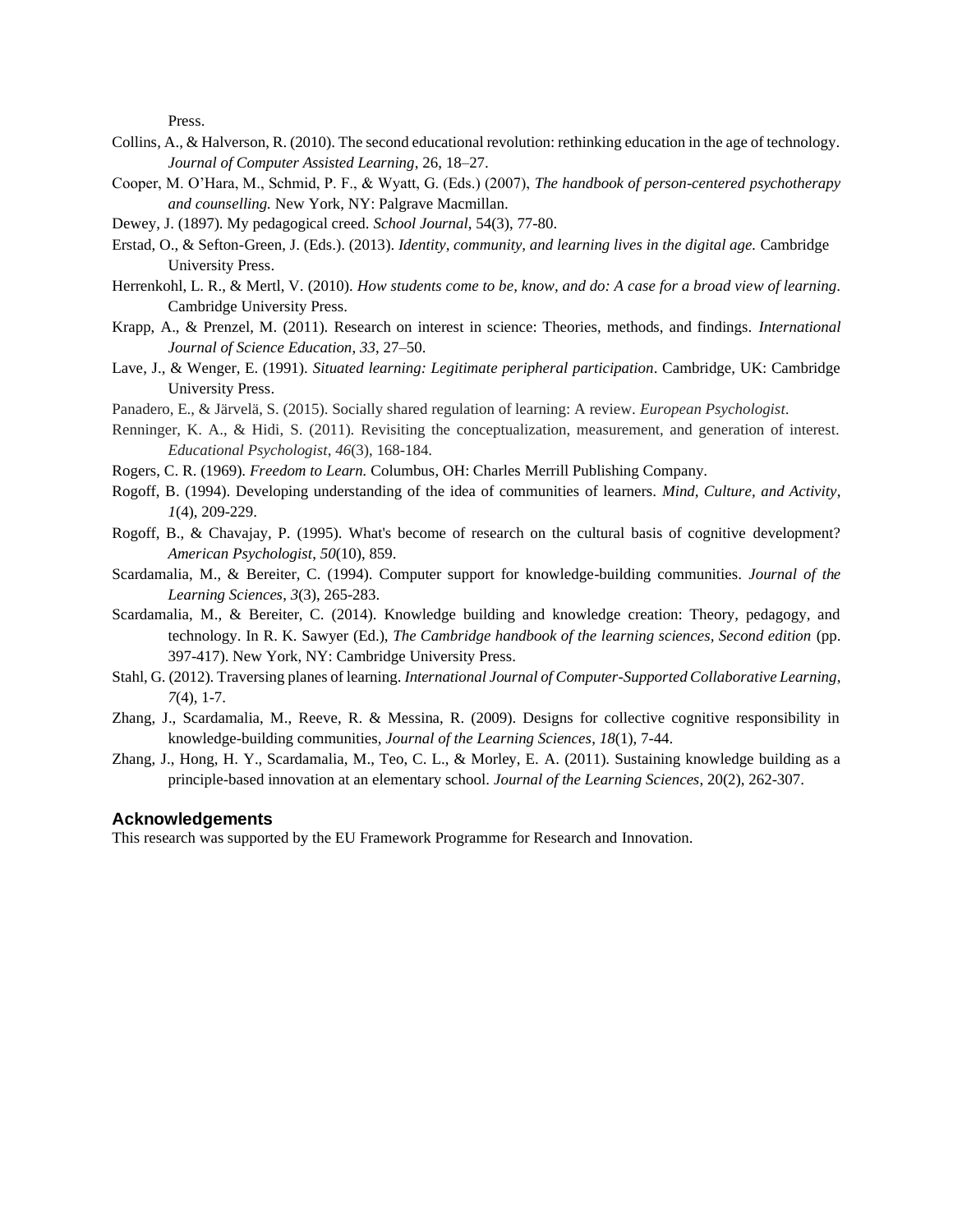Press.

Collins, A., & Halverson, R. (2010). The second educational revolution: rethinking education in the age of technology. *Journal of Computer Assisted Learning*, 26, 18–27.

Cooper, M. O'Hara, M., Schmid, P. F., & Wyatt, G. (Eds.) (2007), *The handbook of person-centered psychotherapy and counselling.* New York, NY: Palgrave Macmillan.

Dewey, J. (1897). My pedagogical creed. *School Journal*, 54(3), 77-80.

Erstad, O., & Sefton-Green, J. (Eds.). (2013). *Identity, community, and learning lives in the digital age.* Cambridge University Press.

Herrenkohl, L. R., & Mertl, V. (2010). *How students come to be, know, and do: A case for a broad view of learning*. Cambridge University Press.

Krapp, A., & Prenzel, M. (2011). Research on interest in science: Theories, methods, and findings. *International Journal of Science Education*, *33*, 27–50.

Lave, J., & Wenger, E. (1991). *Situated learning: Legitimate peripheral participation*. Cambridge, UK: Cambridge University Press.

Panadero, E., & Järvelä, S. (2015). Socially shared regulation of learning: A review. *European Psychologist*.

Renninger, K. A., & Hidi, S. (2011). Revisiting the conceptualization, measurement, and generation of interest. *Educational Psychologist*, *46*(3), 168-184.

Rogers, C. R. (1969). *Freedom to Learn.* Columbus, OH: Charles Merrill Publishing Company.

Rogoff, B. (1994). Developing understanding of the idea of communities of learners. *Mind, Culture, and Activity*, *1*(4), 209-229.

Rogoff, B., & Chavajay, P. (1995). What's become of research on the cultural basis of cognitive development? *American Psychologist*, *50*(10), 859.

Scardamalia, M., & Bereiter, C. (1994). Computer support for knowledge-building communities. *Journal of the Learning Sciences*, *3*(3), 265-283.

Scardamalia, M., & Bereiter, C. (2014). Knowledge building and knowledge creation: Theory, pedagogy, and technology. In R. K. Sawyer (Ed.), *The Cambridge handbook of the learning sciences, Second edition* (pp. 397-417). New York, NY: Cambridge University Press.

Stahl, G. (2012). Traversing planes of learning. *International Journal of Computer-Supported Collaborative Learning*, *7*(4), 1-7.

Zhang, J., Scardamalia, M., Reeve, R. & Messina, R. (2009). Designs for collective cognitive responsibility in knowledge-building communities, *Journal of the Learning Sciences*, *18*(1), 7-44.

Zhang, J., Hong, H. Y., Scardamalia, M., Teo, C. L., & Morley, E. A. (2011). Sustaining knowledge building as a principle-based innovation at an elementary school. *Journal of the Learning Sciences*, 20(2), 262-307.

## Acknowledgements

This research was supported by the EU Framework Programme for Research and Innovation.